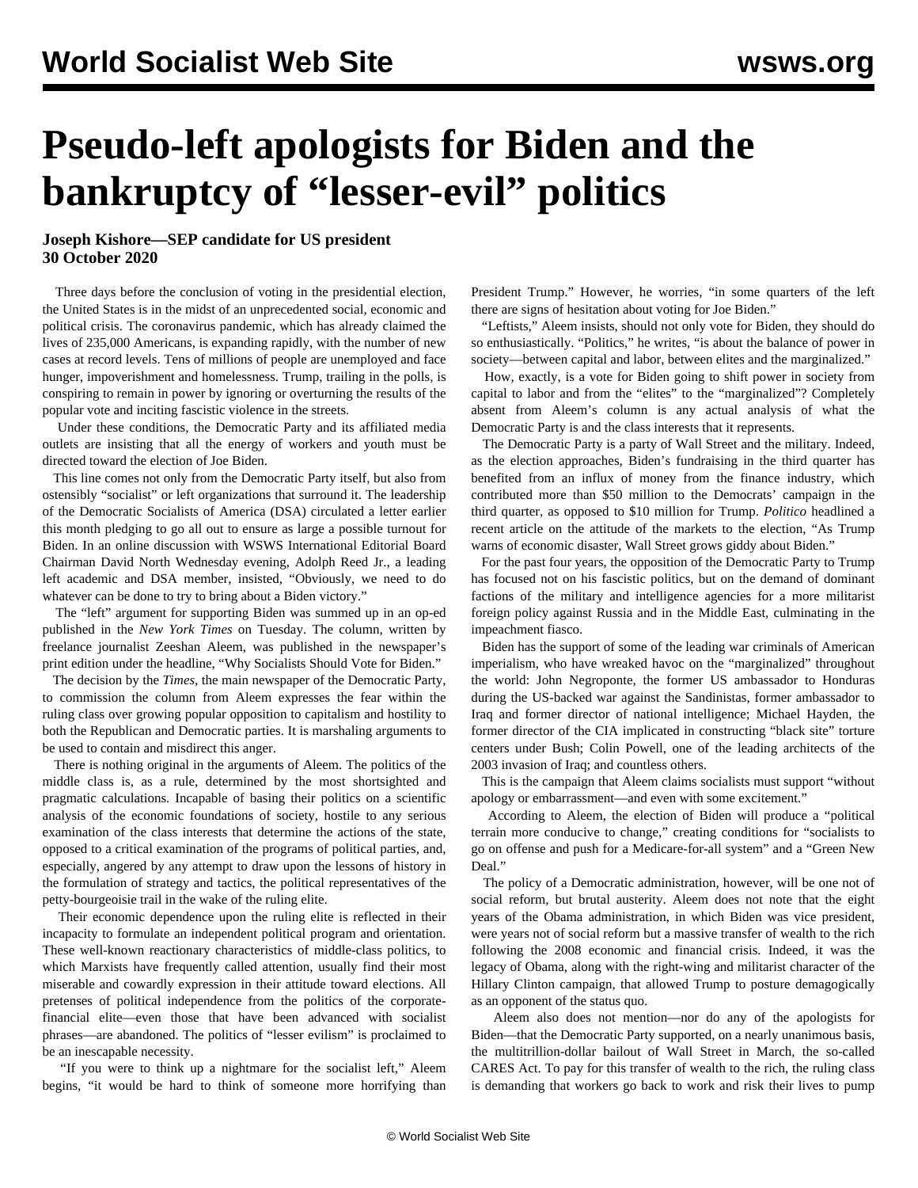# Pseudo-left apologists for Biden and the bankruptcy of "lesser-evil" politics

**Joseph Kishore—SEP candidate for US president**
**30 October 2020**

Three days before the conclusion of voting in the presidential election, the United States is in the midst of an unprecedented social, economic and political crisis. The coronavirus pandemic, which has already claimed the lives of 235,000 Americans, is expanding rapidly, with the number of new cases at record levels. Tens of millions of people are unemployed and face hunger, impoverishment and homelessness. Trump, trailing in the polls, is conspiring to remain in power by ignoring or overturning the results of the popular vote and inciting fascistic violence in the streets.

Under these conditions, the Democratic Party and its affiliated media outlets are insisting that all the energy of workers and youth must be directed toward the election of Joe Biden.

This line comes not only from the Democratic Party itself, but also from ostensibly "socialist" or left organizations that surround it. The leadership of the Democratic Socialists of America (DSA) circulated a letter earlier this month pledging to go all out to ensure as large a possible turnout for Biden. In an online discussion with WSWS International Editorial Board Chairman David North Wednesday evening, Adolph Reed Jr., a leading left academic and DSA member, insisted, "Obviously, we need to do whatever can be done to try to bring about a Biden victory."

The "left" argument for supporting Biden was summed up in an op-ed published in the *New York Times* on Tuesday. The column, written by freelance journalist Zeeshan Aleem, was published in the newspaper's print edition under the headline, "Why Socialists Should Vote for Biden."

The decision by the *Times*, the main newspaper of the Democratic Party, to commission the column from Aleem expresses the fear within the ruling class over growing popular opposition to capitalism and hostility to both the Republican and Democratic parties. It is marshaling arguments to be used to contain and misdirect this anger.

There is nothing original in the arguments of Aleem. The politics of the middle class is, as a rule, determined by the most shortsighted and pragmatic calculations. Incapable of basing their politics on a scientific analysis of the economic foundations of society, hostile to any serious examination of the class interests that determine the actions of the state, opposed to a critical examination of the programs of political parties, and, especially, angered by any attempt to draw upon the lessons of history in the formulation of strategy and tactics, the political representatives of the petty-bourgeoisie trail in the wake of the ruling elite.

Their economic dependence upon the ruling elite is reflected in their incapacity to formulate an independent political program and orientation. These well-known reactionary characteristics of middle-class politics, to which Marxists have frequently called attention, usually find their most miserable and cowardly expression in their attitude toward elections. All pretenses of political independence from the politics of the corporate-financial elite—even those that have been advanced with socialist phrases—are abandoned. The politics of "lesser evilism" is proclaimed to be an inescapable necessity.

"If you were to think up a nightmare for the socialist left," Aleem begins, "it would be hard to think of someone more horrifying than President Trump." However, he worries, "in some quarters of the left there are signs of hesitation about voting for Joe Biden."

"Leftists," Aleem insists, should not only vote for Biden, they should do so enthusiastically. "Politics," he writes, "is about the balance of power in society—between capital and labor, between elites and the marginalized."

How, exactly, is a vote for Biden going to shift power in society from capital to labor and from the "elites" to the "marginalized"? Completely absent from Aleem's column is any actual analysis of what the Democratic Party is and the class interests that it represents.

The Democratic Party is a party of Wall Street and the military. Indeed, as the election approaches, Biden's fundraising in the third quarter has benefited from an influx of money from the finance industry, which contributed more than $50 million to the Democrats' campaign in the third quarter, as opposed to $10 million for Trump. *Politico* headlined a recent article on the attitude of the markets to the election, "As Trump warns of economic disaster, Wall Street grows giddy about Biden."

For the past four years, the opposition of the Democratic Party to Trump has focused not on his fascistic politics, but on the demand of dominant factions of the military and intelligence agencies for a more militarist foreign policy against Russia and in the Middle East, culminating in the impeachment fiasco.

Biden has the support of some of the leading war criminals of American imperialism, who have wreaked havoc on the "marginalized" throughout the world: John Negroponte, the former US ambassador to Honduras during the US-backed war against the Sandinistas, former ambassador to Iraq and former director of national intelligence; Michael Hayden, the former director of the CIA implicated in constructing "black site" torture centers under Bush; Colin Powell, one of the leading architects of the 2003 invasion of Iraq; and countless others.

This is the campaign that Aleem claims socialists must support "without apology or embarrassment—and even with some excitement."

According to Aleem, the election of Biden will produce a "political terrain more conducive to change," creating conditions for "socialists to go on offense and push for a Medicare-for-all system" and a "Green New Deal."

The policy of a Democratic administration, however, will be one not of social reform, but brutal austerity. Aleem does not note that the eight years of the Obama administration, in which Biden was vice president, were years not of social reform but a massive transfer of wealth to the rich following the 2008 economic and financial crisis. Indeed, it was the legacy of Obama, along with the right-wing and militarist character of the Hillary Clinton campaign, that allowed Trump to posture demagogically as an opponent of the status quo.

Aleem also does not mention—nor do any of the apologists for Biden—that the Democratic Party supported, on a nearly unanimous basis, the multitrillion-dollar bailout of Wall Street in March, the so-called CARES Act. To pay for this transfer of wealth to the rich, the ruling class is demanding that workers go back to work and risk their lives to pump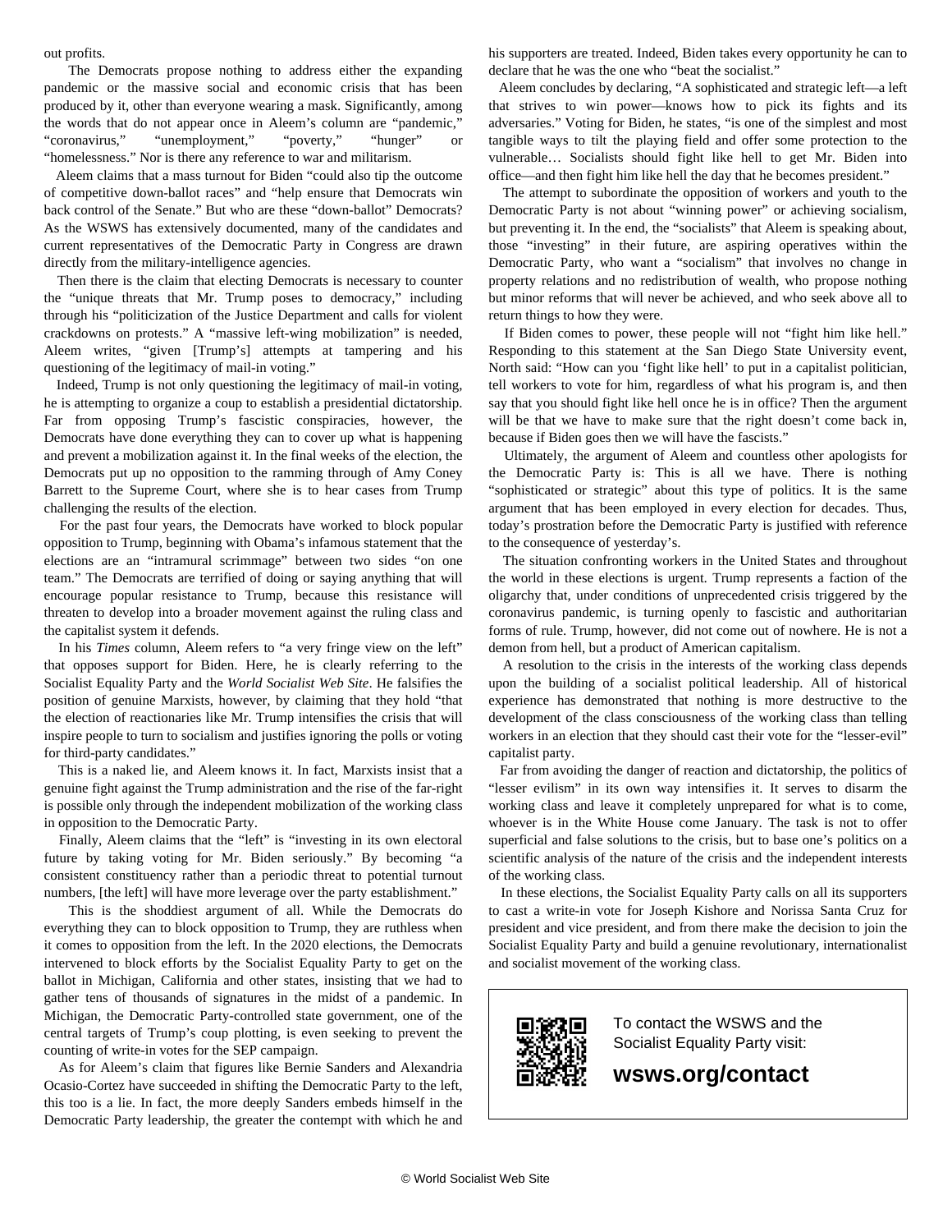out profits.

The Democrats propose nothing to address either the expanding pandemic or the massive social and economic crisis that has been produced by it, other than everyone wearing a mask. Significantly, among the words that do not appear once in Aleem's column are "pandemic," "coronavirus," "unemployment," "poverty," "hunger" or "homelessness." Nor is there any reference to war and militarism.

Aleem claims that a mass turnout for Biden "could also tip the outcome of competitive down-ballot races" and "help ensure that Democrats win back control of the Senate." But who are these "down-ballot" Democrats? As the WSWS has extensively documented, many of the candidates and current representatives of the Democratic Party in Congress are drawn directly from the military-intelligence agencies.

Then there is the claim that electing Democrats is necessary to counter the "unique threats that Mr. Trump poses to democracy," including through his "politicization of the Justice Department and calls for violent crackdowns on protests." A "massive left-wing mobilization" is needed, Aleem writes, "given [Trump's] attempts at tampering and his questioning of the legitimacy of mail-in voting."

Indeed, Trump is not only questioning the legitimacy of mail-in voting, he is attempting to organize a coup to establish a presidential dictatorship. Far from opposing Trump's fascistic conspiracies, however, the Democrats have done everything they can to cover up what is happening and prevent a mobilization against it. In the final weeks of the election, the Democrats put up no opposition to the ramming through of Amy Coney Barrett to the Supreme Court, where she is to hear cases from Trump challenging the results of the election.

For the past four years, the Democrats have worked to block popular opposition to Trump, beginning with Obama's infamous statement that the elections are an "intramural scrimmage" between two sides "on one team." The Democrats are terrified of doing or saying anything that will encourage popular resistance to Trump, because this resistance will threaten to develop into a broader movement against the ruling class and the capitalist system it defends.

In his *Times* column, Aleem refers to "a very fringe view on the left" that opposes support for Biden. Here, he is clearly referring to the Socialist Equality Party and the *World Socialist Web Site*. He falsifies the position of genuine Marxists, however, by claiming that they hold "that the election of reactionaries like Mr. Trump intensifies the crisis that will inspire people to turn to socialism and justifies ignoring the polls or voting for third-party candidates."

This is a naked lie, and Aleem knows it. In fact, Marxists insist that a genuine fight against the Trump administration and the rise of the far-right is possible only through the independent mobilization of the working class in opposition to the Democratic Party.

Finally, Aleem claims that the "left" is "investing in its own electoral future by taking voting for Mr. Biden seriously." By becoming "a consistent constituency rather than a periodic threat to potential turnout numbers, [the left] will have more leverage over the party establishment."

This is the shoddiest argument of all. While the Democrats do everything they can to block opposition to Trump, they are ruthless when it comes to opposition from the left. In the 2020 elections, the Democrats intervened to block efforts by the Socialist Equality Party to get on the ballot in Michigan, California and other states, insisting that we had to gather tens of thousands of signatures in the midst of a pandemic. In Michigan, the Democratic Party-controlled state government, one of the central targets of Trump's coup plotting, is even seeking to prevent the counting of write-in votes for the SEP campaign.

As for Aleem's claim that figures like Bernie Sanders and Alexandria Ocasio-Cortez have succeeded in shifting the Democratic Party to the left, this too is a lie. In fact, the more deeply Sanders embeds himself in the Democratic Party leadership, the greater the contempt with which he and his supporters are treated. Indeed, Biden takes every opportunity he can to declare that he was the one who "beat the socialist."

Aleem concludes by declaring, "A sophisticated and strategic left—a left that strives to win power—knows how to pick its fights and its adversaries." Voting for Biden, he states, "is one of the simplest and most tangible ways to tilt the playing field and offer some protection to the vulnerable… Socialists should fight like hell to get Mr. Biden into office—and then fight him like hell the day that he becomes president."

The attempt to subordinate the opposition of workers and youth to the Democratic Party is not about "winning power" or achieving socialism, but preventing it. In the end, the "socialists" that Aleem is speaking about, those "investing" in their future, are aspiring operatives within the Democratic Party, who want a "socialism" that involves no change in property relations and no redistribution of wealth, who propose nothing but minor reforms that will never be achieved, and who seek above all to return things to how they were.

If Biden comes to power, these people will not "fight him like hell." Responding to this statement at the San Diego State University event, North said: "How can you 'fight like hell' to put in a capitalist politician, tell workers to vote for him, regardless of what his program is, and then say that you should fight like hell once he is in office? Then the argument will be that we have to make sure that the right doesn't come back in, because if Biden goes then we will have the fascists."

Ultimately, the argument of Aleem and countless other apologists for the Democratic Party is: This is all we have. There is nothing "sophisticated and strategic" about this type of politics. It is the same argument that has been employed in every election for decades. Thus, today's prostration before the Democratic Party is justified with reference to the consequence of yesterday's.

The situation confronting workers in the United States and throughout the world in these elections is urgent. Trump represents a faction of the oligarchy that, under conditions of unprecedented crisis triggered by the coronavirus pandemic, is turning openly to fascistic and authoritarian forms of rule. Trump, however, did not come out of nowhere. He is not a demon from hell, but a product of American capitalism.

A resolution to the crisis in the interests of the working class depends upon the building of a socialist political leadership. All of historical experience has demonstrated that nothing is more destructive to the development of the class consciousness of the working class than telling workers in an election that they should cast their vote for the "lesser-evil" capitalist party.

Far from avoiding the danger of reaction and dictatorship, the politics of "lesser evilism" in its own way intensifies it. It serves to disarm the working class and leave it completely unprepared for what is to come, whoever is in the White House come January. The task is not to offer superficial and false solutions to the crisis, but to base one's politics on a scientific analysis of the nature of the crisis and the independent interests of the working class.

In these elections, the Socialist Equality Party calls on all its supporters to cast a write-in vote for Joseph Kishore and Norissa Santa Cruz for president and vice president, and from there make the decision to join the Socialist Equality Party and build a genuine revolutionary, internationalist and socialist movement of the working class.

To contact the WSWS and the Socialist Equality Party visit:

**wsws.org/contact**